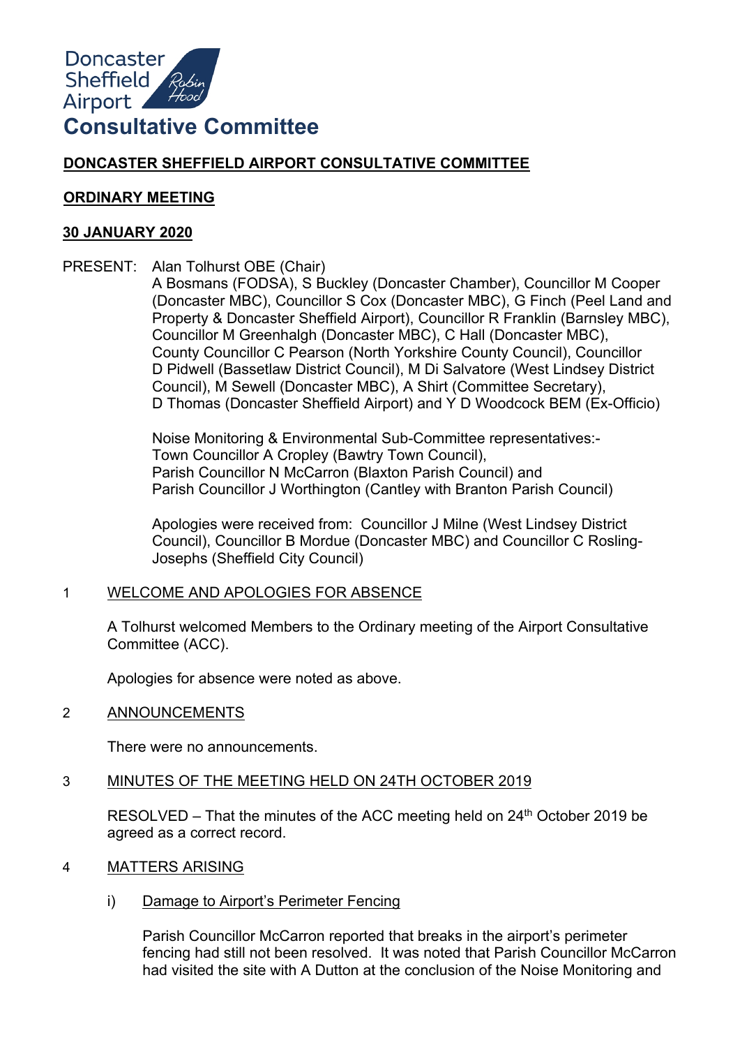Doncaster Sheffield Airport

# Consultative Committee

## DONCASTER SHEFFIELD AIRPORT CONSULTATIVE COMMITTEE

### ORDINARY MEETING

### 30 JANUARY 2020

PRESENT: Alan Tolhurst OBE (Chair)
A Bosmans (FODSA), S Buckley (Doncaster Chamber), Councillor M Cooper (Doncaster MBC), Councillor S Cox (Doncaster MBC), G Finch (Peel Land and Property & Doncaster Sheffield Airport), Councillor R Franklin (Barnsley MBC), Councillor M Greenhalgh (Doncaster MBC), C Hall (Doncaster MBC), County Councillor C Pearson (North Yorkshire County Council), Councillor D Pidwell (Bassetlaw District Council), M Di Salvatore (West Lindsey District Council), M Sewell (Doncaster MBC), A Shirt (Committee Secretary), D Thomas (Doncaster Sheffield Airport) and Y D Woodcock BEM (Ex-Officio)

Noise Monitoring & Environmental Sub-Committee representatives:-
Town Councillor A Cropley (Bawtry Town Council),
Parish Councillor N McCarron (Blaxton Parish Council) and
Parish Councillor J Worthington (Cantley with Branton Parish Council)

Apologies were received from: Councillor J Milne (West Lindsey District Council), Councillor B Mordue (Doncaster MBC) and Councillor C Rosling-Josephs (Sheffield City Council)

1 WELCOME AND APOLOGIES FOR ABSENCE

A Tolhurst welcomed Members to the Ordinary meeting of the Airport Consultative Committee (ACC).

Apologies for absence were noted as above.

2 ANNOUNCEMENTS

There were no announcements.

3 MINUTES OF THE MEETING HELD ON 24TH OCTOBER 2019

RESOLVED – That the minutes of the ACC meeting held on 24th October 2019 be agreed as a correct record.

4 MATTERS ARISING

i) Damage to Airport's Perimeter Fencing

Parish Councillor McCarron reported that breaks in the airport's perimeter fencing had still not been resolved. It was noted that Parish Councillor McCarron had visited the site with A Dutton at the conclusion of the Noise Monitoring and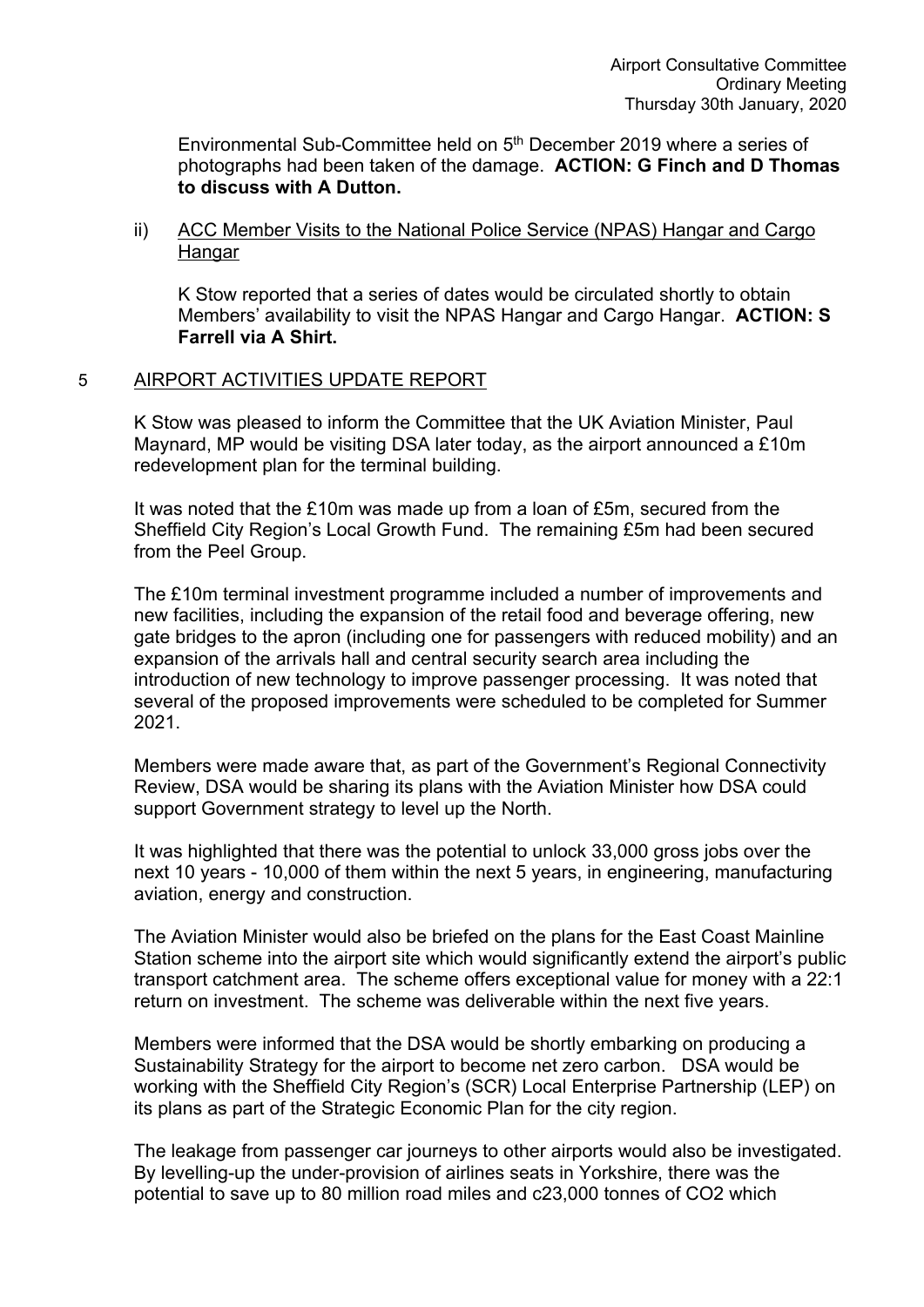Environmental Sub-Committee held on 5th December 2019 where a series of photographs had been taken of the damage. **ACTION: G Finch and D Thomas to discuss with A Dutton.**

ii) ACC Member Visits to the National Police Service (NPAS) Hangar and Cargo Hangar

K Stow reported that a series of dates would be circulated shortly to obtain Members' availability to visit the NPAS Hangar and Cargo Hangar. **ACTION: S Farrell via A Shirt.**

5 AIRPORT ACTIVITIES UPDATE REPORT

K Stow was pleased to inform the Committee that the UK Aviation Minister, Paul Maynard, MP would be visiting DSA later today, as the airport announced a £10m redevelopment plan for the terminal building.

It was noted that the £10m was made up from a loan of £5m, secured from the Sheffield City Region's Local Growth Fund. The remaining £5m had been secured from the Peel Group.

The £10m terminal investment programme included a number of improvements and new facilities, including the expansion of the retail food and beverage offering, new gate bridges to the apron (including one for passengers with reduced mobility) and an expansion of the arrivals hall and central security search area including the introduction of new technology to improve passenger processing. It was noted that several of the proposed improvements were scheduled to be completed for Summer 2021.

Members were made aware that, as part of the Government's Regional Connectivity Review, DSA would be sharing its plans with the Aviation Minister how DSA could support Government strategy to level up the North.

It was highlighted that there was the potential to unlock 33,000 gross jobs over the next 10 years - 10,000 of them within the next 5 years, in engineering, manufacturing aviation, energy and construction.

The Aviation Minister would also be briefed on the plans for the East Coast Mainline Station scheme into the airport site which would significantly extend the airport's public transport catchment area. The scheme offers exceptional value for money with a 22:1 return on investment. The scheme was deliverable within the next five years.

Members were informed that the DSA would be shortly embarking on producing a Sustainability Strategy for the airport to become net zero carbon. DSA would be working with the Sheffield City Region's (SCR) Local Enterprise Partnership (LEP) on its plans as part of the Strategic Economic Plan for the city region.

The leakage from passenger car journeys to other airports would also be investigated. By levelling-up the under-provision of airlines seats in Yorkshire, there was the potential to save up to 80 million road miles and c23,000 tonnes of $CO_2$ which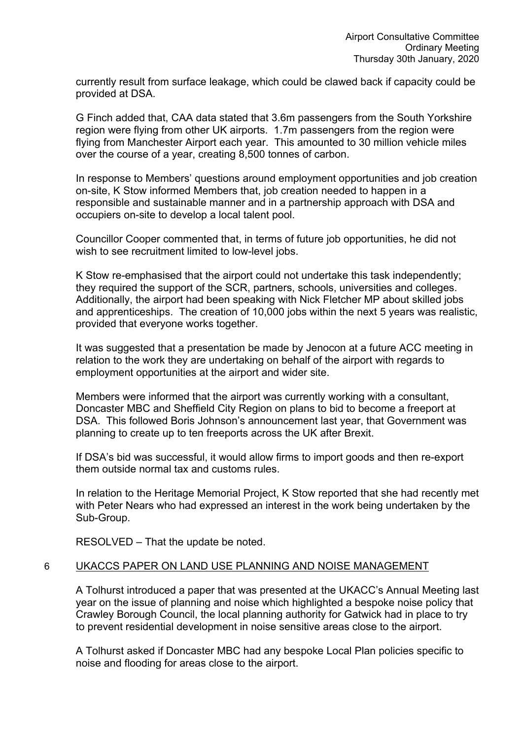currently result from surface leakage, which could be clawed back if capacity could be provided at DSA.

G Finch added that, CAA data stated that 3.6m passengers from the South Yorkshire region were flying from other UK airports. 1.7m passengers from the region were flying from Manchester Airport each year. This amounted to 30 million vehicle miles over the course of a year, creating 8,500 tonnes of carbon.

In response to Members' questions around employment opportunities and job creation on-site, K Stow informed Members that, job creation needed to happen in a responsible and sustainable manner and in a partnership approach with DSA and occupiers on-site to develop a local talent pool.

Councillor Cooper commented that, in terms of future job opportunities, he did not wish to see recruitment limited to low-level jobs.

K Stow re-emphasised that the airport could not undertake this task independently; they required the support of the SCR, partners, schools, universities and colleges. Additionally, the airport had been speaking with Nick Fletcher MP about skilled jobs and apprenticeships. The creation of 10,000 jobs within the next 5 years was realistic, provided that everyone works together.

It was suggested that a presentation be made by Jenocon at a future ACC meeting in relation to the work they are undertaking on behalf of the airport with regards to employment opportunities at the airport and wider site.

Members were informed that the airport was currently working with a consultant, Doncaster MBC and Sheffield City Region on plans to bid to become a freeport at DSA. This followed Boris Johnson's announcement last year, that Government was planning to create up to ten freeports across the UK after Brexit.

If DSA's bid was successful, it would allow firms to import goods and then re-export them outside normal tax and customs rules.

In relation to the Heritage Memorial Project, K Stow reported that she had recently met with Peter Nears who had expressed an interest in the work being undertaken by the Sub-Group.

RESOLVED – That the update be noted.

## 6 UKACCS PAPER ON LAND USE PLANNING AND NOISE MANAGEMENT

A Tolhurst introduced a paper that was presented at the UKACC's Annual Meeting last year on the issue of planning and noise which highlighted a bespoke noise policy that Crawley Borough Council, the local planning authority for Gatwick had in place to try to prevent residential development in noise sensitive areas close to the airport.

A Tolhurst asked if Doncaster MBC had any bespoke Local Plan policies specific to noise and flooding for areas close to the airport.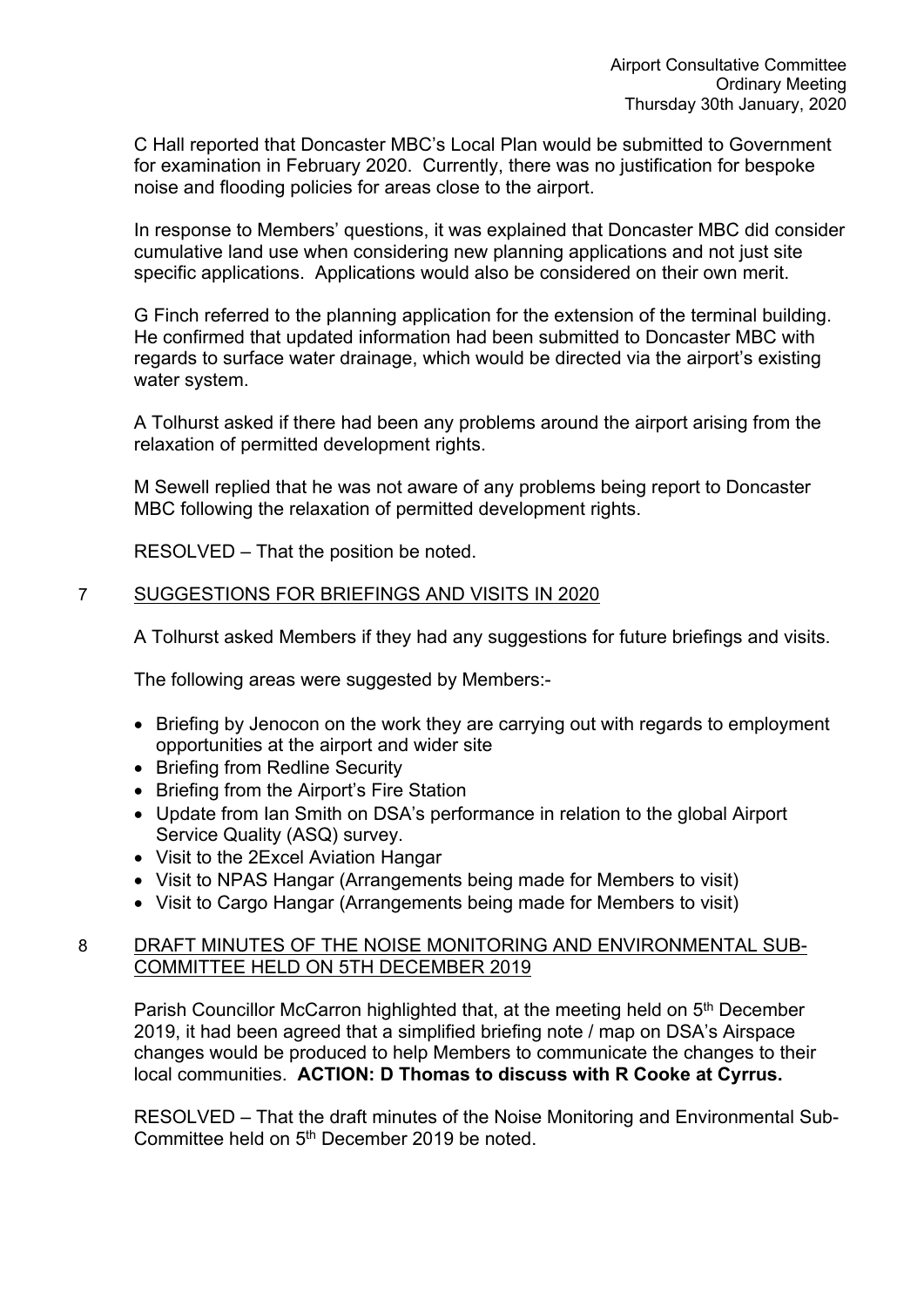C Hall reported that Doncaster MBC's Local Plan would be submitted to Government for examination in February 2020. Currently, there was no justification for bespoke noise and flooding policies for areas close to the airport.

In response to Members' questions, it was explained that Doncaster MBC did consider cumulative land use when considering new planning applications and not just site specific applications. Applications would also be considered on their own merit.

G Finch referred to the planning application for the extension of the terminal building. He confirmed that updated information had been submitted to Doncaster MBC with regards to surface water drainage, which would be directed via the airport's existing water system.

A Tolhurst asked if there had been any problems around the airport arising from the relaxation of permitted development rights.

M Sewell replied that he was not aware of any problems being report to Doncaster MBC following the relaxation of permitted development rights.

RESOLVED – That the position be noted.

## 7 SUGGESTIONS FOR BRIEFINGS AND VISITS IN 2020

A Tolhurst asked Members if they had any suggestions for future briefings and visits.

The following areas were suggested by Members:-

- Briefing by Jenocon on the work they are carrying out with regards to employment opportunities at the airport and wider site
- Briefing from Redline Security
- Briefing from the Airport's Fire Station
- Update from Ian Smith on DSA's performance in relation to the global Airport Service Quality (ASQ) survey.
- Visit to the 2Excel Aviation Hangar
- Visit to NPAS Hangar (Arrangements being made for Members to visit)
- Visit to Cargo Hangar (Arrangements being made for Members to visit)

## 8 DRAFT MINUTES OF THE NOISE MONITORING AND ENVIRONMENTAL SUB-COMMITTEE HELD ON 5TH DECEMBER 2019

Parish Councillor McCarron highlighted that, at the meeting held on 5th December 2019, it had been agreed that a simplified briefing note / map on DSA's Airspace changes would be produced to help Members to communicate the changes to their local communities. **ACTION: D Thomas to discuss with R Cooke at Cyrrus.**

RESOLVED – That the draft minutes of the Noise Monitoring and Environmental Sub-Committee held on 5th December 2019 be noted.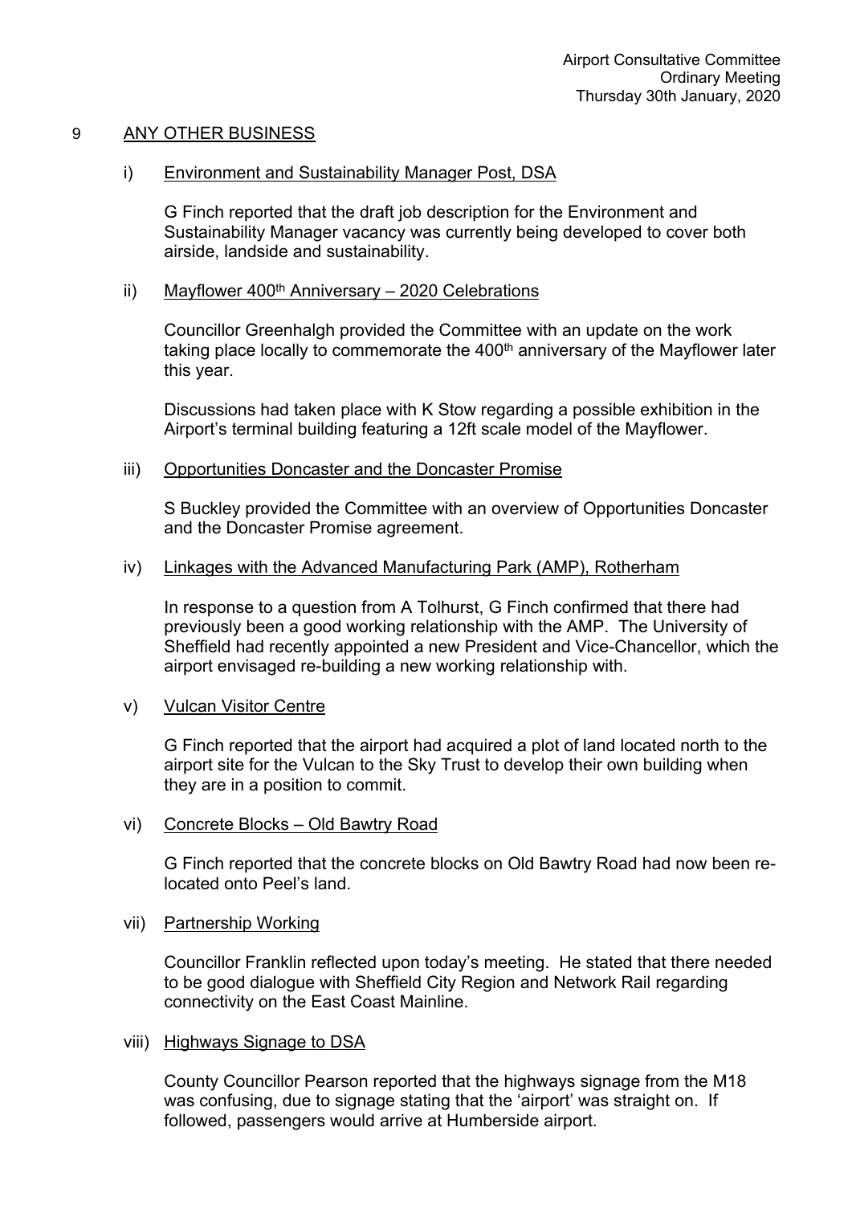## 9 ANY OTHER BUSINESS

### i) Environment and Sustainability Manager Post, DSA

G Finch reported that the draft job description for the Environment and Sustainability Manager vacancy was currently being developed to cover both airside, landside and sustainability.

### ii) Mayflower 400th Anniversary – 2020 Celebrations

Councillor Greenhalgh provided the Committee with an update on the work taking place locally to commemorate the 400th anniversary of the Mayflower later this year.

Discussions had taken place with K Stow regarding a possible exhibition in the Airport's terminal building featuring a 12ft scale model of the Mayflower.

### iii) Opportunities Doncaster and the Doncaster Promise

S Buckley provided the Committee with an overview of Opportunities Doncaster and the Doncaster Promise agreement.

### iv) Linkages with the Advanced Manufacturing Park (AMP), Rotherham

In response to a question from A Tolhurst, G Finch confirmed that there had previously been a good working relationship with the AMP. The University of Sheffield had recently appointed a new President and Vice-Chancellor, which the airport envisaged re-building a new working relationship with.

### v) Vulcan Visitor Centre

G Finch reported that the airport had acquired a plot of land located north to the airport site for the Vulcan to the Sky Trust to develop their own building when they are in a position to commit.

### vi) Concrete Blocks – Old Bawtry Road

G Finch reported that the concrete blocks on Old Bawtry Road had now been re-located onto Peel's land.

### vii) Partnership Working

Councillor Franklin reflected upon today's meeting. He stated that there needed to be good dialogue with Sheffield City Region and Network Rail regarding connectivity on the East Coast Mainline.

### viii) Highways Signage to DSA

County Councillor Pearson reported that the highways signage from the M18 was confusing, due to signage stating that the 'airport' was straight on. If followed, passengers would arrive at Humberside airport.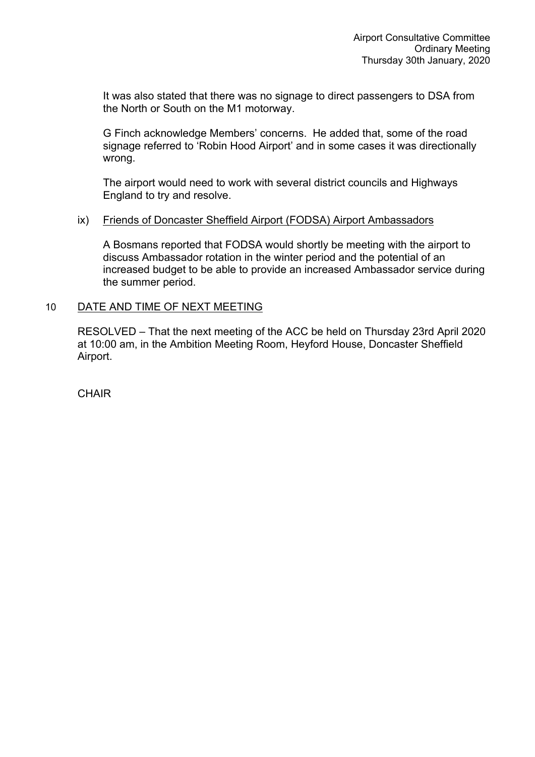It was also stated that there was no signage to direct passengers to DSA from the North or South on the M1 motorway.

G Finch acknowledge Members' concerns. He added that, some of the road signage referred to 'Robin Hood Airport' and in some cases it was directionally wrong.

The airport would need to work with several district councils and Highways England to try and resolve.

ix) Friends of Doncaster Sheffield Airport (FODSA) Airport Ambassadors

A Bosmans reported that FODSA would shortly be meeting with the airport to discuss Ambassador rotation in the winter period and the potential of an increased budget to be able to provide an increased Ambassador service during the summer period.

## 10 DATE AND TIME OF NEXT MEETING

RESOLVED – That the next meeting of the ACC be held on Thursday 23rd April 2020 at 10:00 am, in the Ambition Meeting Room, Heyford House, Doncaster Sheffield Airport.

CHAIR